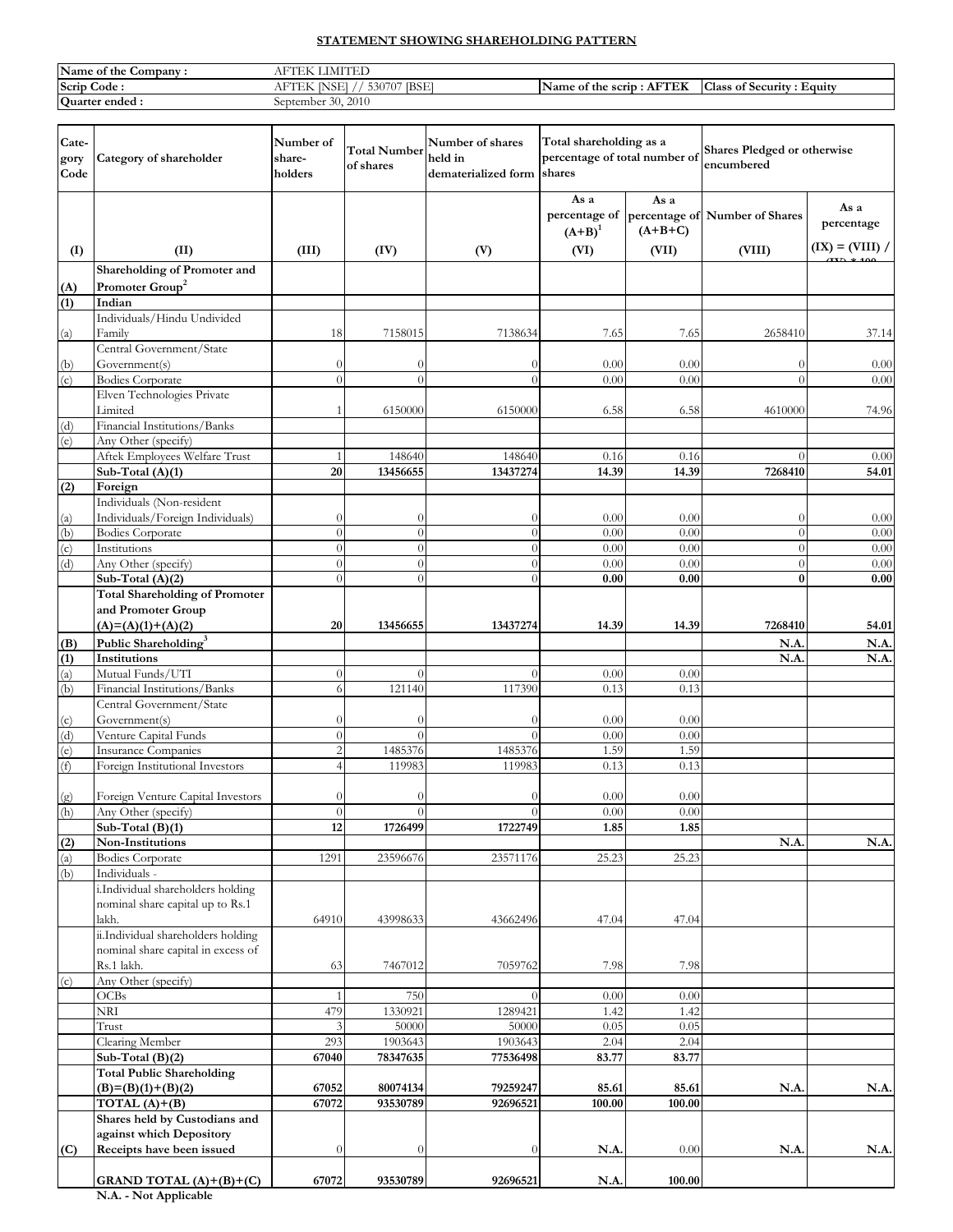## STATEMENT SHOWING SHAREHOLDING PATTERN

| Name of the Company : | AFTEK LIMITED | | |
|---|---|---|---|
| Scrip Code : | AFTEK [NSE] // 530707 [BSE] | Name of the scrip : AFTEK | Class of Security : Equity |
| Quarter ended : | September 30, 2010 | | |

| Category Code | Category of shareholder | Number of share-holders | Total Number of shares | Number of shares held in dematerialized form | Total shareholding as a percentage of total number of shares | | Shares Pledged or otherwise encumbered | |
|---|---|---|---|---|---|---|---|---|
| | | | | | As a percentage of (A+B)[1] | As a percentage of (A+B+C) | Number of Shares | As a percentage |
| (I) | (II) | (III) | (IV) | (V) | (VI) | (VII) | (VIII) | (IX) = (VIII) / (IV) * 100 |
| (A) | Shareholding of Promoter and Promoter Group[2] | | | | | | | |
| (1) | Indian | | | | | | | |
| (a) | Individuals/Hindu Undivided Family | 18 | 7158015 | 7138634 | 7.65 | 7.65 | 2658410 | 37.14 |
| (b) | Central Government/State Government(s) | 0 | 0 | 0 | 0.00 | 0.00 | 0 | 0.00 |
| (c) | Bodies Corporate | 0 | 0 | 0 | 0.00 | 0.00 | 0 | 0.00 |
| | Elven Technologies Private Limited | 1 | 6150000 | 6150000 | 6.58 | 6.58 | 4610000 | 74.96 |
| (d) | Financial Institutions/Banks | | | | | | | |
| (e) | Any Other (specify) | | | | | | | |
| | Aftek Employees Welfare Trust | 1 | 148640 | 148640 | 0.16 | 0.16 | 0 | 0.00 |
| | **Sub-Total (A)(1)** | **20** | **13456655** | **13437274** | **14.39** | **14.39** | **7268410** | **54.01** |
| (2) | Foreign | | | | | | | |
| (a) | Individuals (Non-resident Individuals/Foreign Individuals) | 0 | 0 | 0 | 0.00 | 0.00 | 0 | 0.00 |
| (b) | Bodies Corporate | 0 | 0 | 0 | 0.00 | 0.00 | 0 | 0.00 |
| (c) | Institutions | 0 | 0 | 0 | 0.00 | 0.00 | 0 | 0.00 |
| (d) | Any Other (specify) | 0 | 0 | 0 | 0.00 | 0.00 | 0 | 0.00 |
| | **Sub-Total (A)(2)** | 0 | 0 | 0 | **0.00** | **0.00** | **0** | **0.00** |
| | **Total Shareholding of Promoter and Promoter Group (A)=(A)(1)+(A)(2)** | **20** | **13456655** | **13437274** | **14.39** | **14.39** | **7268410** | **54.01** |
| (B) | Public Shareholding[3] | | | | | | N.A. | N.A. |
| (1) | Institutions | | | | | | N.A. | N.A. |
| (a) | Mutual Funds/UTI | 0 | 0 | 0 | 0.00 | 0.00 | | |
| (b) | Financial Institutions/Banks | 6 | 121140 | 117390 | 0.13 | 0.13 | | |
| (c) | Central Government/State Government(s) | 0 | 0 | 0 | 0.00 | 0.00 | | |
| (d) | Venture Capital Funds | 0 | 0 | 0 | 0.00 | 0.00 | | |
| (e) | Insurance Companies | 2 | 1485376 | 1485376 | 1.59 | 1.59 | | |
| (f) | Foreign Institutional Investors | 4 | 119983 | 119983 | 0.13 | 0.13 | | |
| (g) | Foreign Venture Capital Investors | 0 | 0 | 0 | 0.00 | 0.00 | | |
| (h) | Any Other (specify) | 0 | 0 | 0 | 0.00 | 0.00 | | |
| | **Sub-Total (B)(1)** | **12** | **1726499** | **1722749** | **1.85** | **1.85** | | |
| (2) | Non-Institutions | | | | | | N.A. | N.A. |
| (a) | Bodies Corporate | 1291 | 23596676 | 23571176 | 25.23 | 25.23 | | |
| (b) | Individuals - | | | | | | | |
| | i.Individual shareholders holding nominal share capital up to Rs.1 lakh. | 64910 | 43998633 | 43662496 | 47.04 | 47.04 | | |
| | ii.Individual shareholders holding nominal share capital in excess of Rs.1 lakh. | 63 | 7467012 | 7059762 | 7.98 | 7.98 | | |
| (c) | Any Other (specify) | | | | | | | |
| | OCBs | 1 | 750 | 0 | 0.00 | 0.00 | | |
| | NRI | 479 | 1330921 | 1289421 | 1.42 | 1.42 | | |
| | Trust | 3 | 50000 | 50000 | 0.05 | 0.05 | | |
| | Clearing Member | 293 | 1903643 | 1903643 | 2.04 | 2.04 | | |
| | **Sub-Total (B)(2)** | **67040** | **78347635** | **77536498** | **83.77** | **83.77** | | |
| | **Total Public Shareholding (B)=(B)(1)+(B)(2)** | **67052** | **80074134** | **79259247** | **85.61** | **85.61** | **N.A.** | **N.A.** |
| | **TOTAL (A)+(B)** | **67072** | **93530789** | **92696521** | **100.00** | **100.00** | | |
| (C) | **Shares held by Custodians and against which Depository Receipts have been issued** | 0 | 0 | 0 | **N.A.** | 0.00 | **N.A.** | **N.A.** |
| | **GRAND TOTAL (A)+(B)+(C)** | **67072** | **93530789** | **92696521** | **N.A.** | **100.00** | | |

**N.A. - Not Applicable**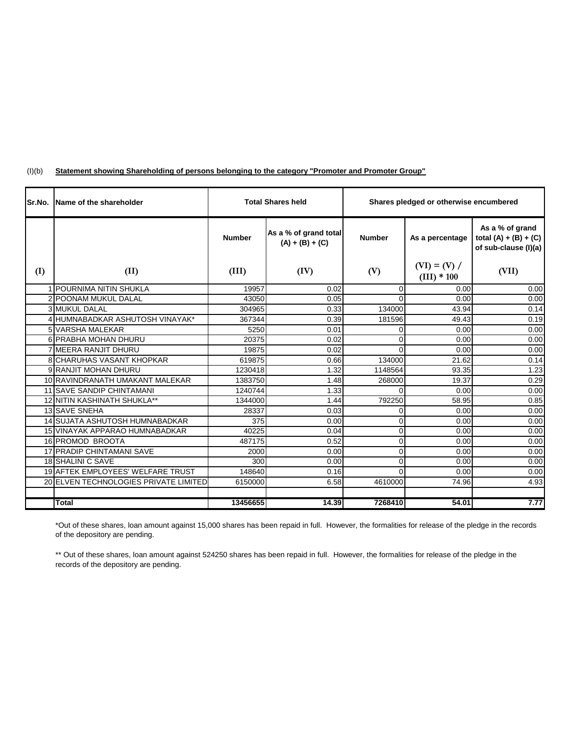(I)(b) **Statement showing Shareholding of persons belonging to the category "Promoter and Promoter Group"**

| Sr.No. | Name of the shareholder | Total Shares held | | Shares pledged or otherwise encumbered | | |
|---|---|---|---|---|---|---|
| | | Number | As a % of grand total (A) + (B) + (C) | Number | As a percentage | As a % of grand total (A) + (B) + (C) of sub-clause (I)(a) |
| (I) | (II) | (III) | (IV) | (V) | (VI) = (V) / (III) * 100 | (VII) |
| 1 | POURNIMA NITIN SHUKLA | 19957 | 0.02 | 0 | 0.00 | 0.00 |
| 2 | POONAM MUKUL DALAL | 43050 | 0.05 | 0 | 0.00 | 0.00 |
| 3 | MUKUL DALAL | 304965 | 0.33 | 134000 | 43.94 | 0.14 |
| 4 | HUMNABADKAR ASHUTOSH VINAYAK* | 367344 | 0.39 | 181596 | 49.43 | 0.19 |
| 5 | VARSHA MALEKAR | 5250 | 0.01 | 0 | 0.00 | 0.00 |
| 6 | PRABHA MOHAN DHURU | 20375 | 0.02 | 0 | 0.00 | 0.00 |
| 7 | MEERA RANJIT DHURU | 19875 | 0.02 | 0 | 0.00 | 0.00 |
| 8 | CHARUHAS VASANT KHOPKAR | 619875 | 0.66 | 134000 | 21.62 | 0.14 |
| 9 | RANJIT MOHAN DHURU | 1230418 | 1.32 | 1148564 | 93.35 | 1.23 |
| 10 | RAVINDRANATH UMAKANT MALEKAR | 1383750 | 1.48 | 268000 | 19.37 | 0.29 |
| 11 | SAVE SANDIP CHINTAMANI | 1240744 | 1.33 | 0 | 0.00 | 0.00 |
| 12 | NITIN KASHINATH SHUKLA** | 1344000 | 1.44 | 792250 | 58.95 | 0.85 |
| 13 | SAVE SNEHA | 28337 | 0.03 | 0 | 0.00 | 0.00 |
| 14 | SUJATA ASHUTOSH HUMNABADKAR | 375 | 0.00 | 0 | 0.00 | 0.00 |
| 15 | VINAYAK APPARAO HUMNABADKAR | 40225 | 0.04 | 0 | 0.00 | 0.00 |
| 16 | PROMOD BROOTA | 487175 | 0.52 | 0 | 0.00 | 0.00 |
| 17 | PRADIP CHINTAMANI SAVE | 2000 | 0.00 | 0 | 0.00 | 0.00 |
| 18 | SHALINI C SAVE | 300 | 0.00 | 0 | 0.00 | 0.00 |
| 19 | AFTEK EMPLOYEES' WELFARE TRUST | 148640 | 0.16 | 0 | 0.00 | 0.00 |
| 20 | ELVEN TECHNOLOGIES PRIVATE LIMITED | 6150000 | 6.58 | 4610000 | 74.96 | 4.93 |
| | | | | | | |
| | **Total** | **13456655** | **14.39** | **7268410** | **54.01** | **7.77** |

*Out of these shares, loan amount against 15,000 shares has been repaid in full. However, the formalities for release of the pledge in the records of the depository are pending.

** Out of these shares, loan amount against 524250 shares has been repaid in full. However, the formalities for release of the pledge in the records of the depository are pending.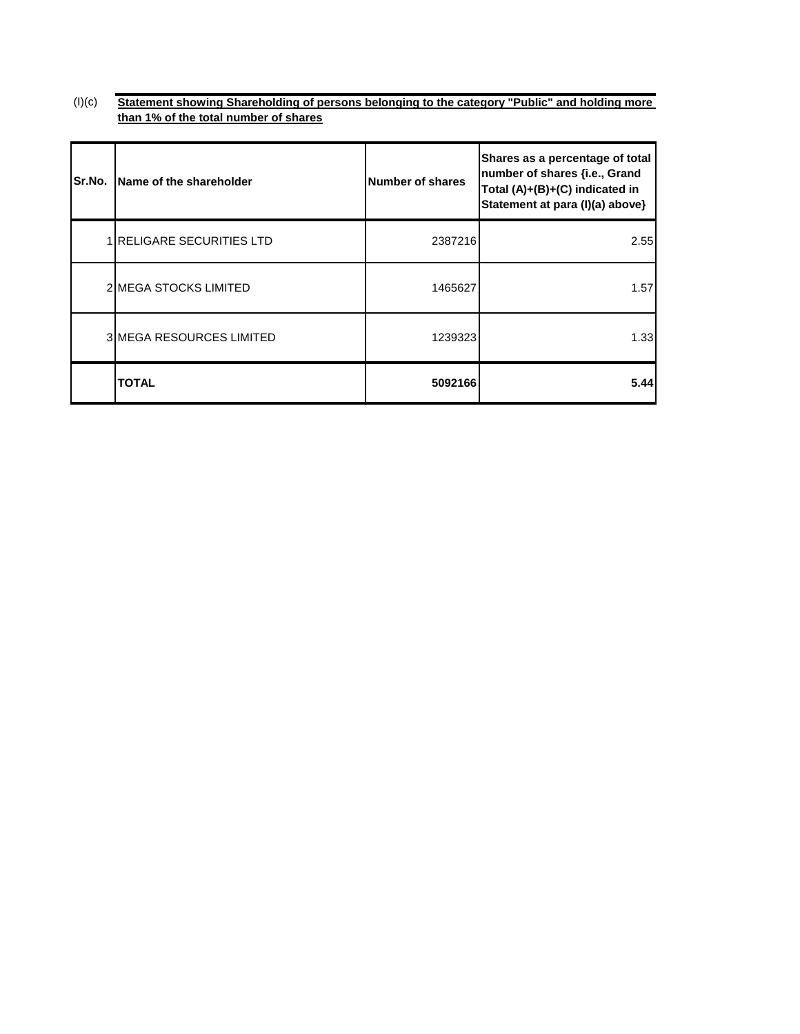(I)(c) **Statement showing Shareholding of persons belonging to the category "Public" and holding more than 1% of the total number of shares**

| Sr.No. | Name of the shareholder | Number of shares | Shares as a percentage of total number of shares {i.e., Grand Total (A)+(B)+(C) indicated in Statement at para (I)(a) above} |
|---|---|---|---|
| 1 | RELIGARE SECURITIES LTD | 2387216 | 2.55 |
| 2 | MEGA STOCKS LIMITED | 1465627 | 1.57 |
| 3 | MEGA RESOURCES LIMITED | 1239323 | 1.33 |
| | **TOTAL** | **5092166** | **5.44** |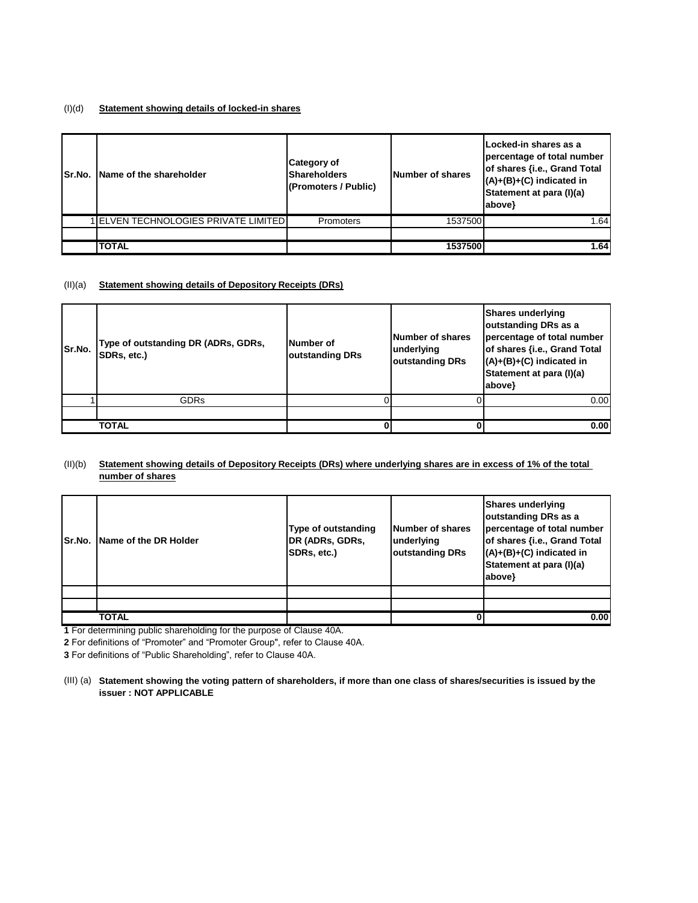(I)(d) **Statement showing details of locked-in shares**

| Sr.No. | Name of the shareholder | Category of Shareholders (Promoters / Public) | Number of shares | Locked-in shares as a percentage of total number of shares {i.e., Grand Total (A)+(B)+(C) indicated in Statement at para (I)(a) above} |
|---|---|---|---|---|
| 1 | ELVEN TECHNOLOGIES PRIVATE LIMITED | Promoters | 1537500 | 1.64 |
| | | | | |
| | **TOTAL** | | **1537500** | **1.64** |

(II)(a) **Statement showing details of Depository Receipts (DRs)**

| Sr.No. | Type of outstanding DR (ADRs, GDRs, SDRs, etc.) | Number of outstanding DRs | Number of shares underlying outstanding DRs | Shares underlying outstanding DRs as a percentage of total number of shares {i.e., Grand Total (A)+(B)+(C) indicated in Statement at para (I)(a) above} |
|---|---|---|---|---|
| 1 | GDRs | 0 | 0 | 0.00 |
| | | | | |
| | **TOTAL** | **0** | **0** | **0.00** |

(II)(b) **Statement showing details of Depository Receipts (DRs) where underlying shares are in excess of 1% of the total number of shares**

| Sr.No. | Name of the DR Holder | Type of outstanding DR (ADRs, GDRs, SDRs, etc.) | Number of shares underlying outstanding DRs | Shares underlying outstanding DRs as a percentage of total number of shares {i.e., Grand Total (A)+(B)+(C) indicated in Statement at para (I)(a) above} |
|---|---|---|---|---|
| | | | | |
| | | | | |
| | **TOTAL** | | **0** | **0.00** |

**1** For determining public shareholding for the purpose of Clause 40A.

**2** For definitions of "Promoter" and "Promoter Group", refer to Clause 40A.

**3** For definitions of "Public Shareholding", refer to Clause 40A.

(III) (a) **Statement showing the voting pattern of shareholders, if more than one class of shares/securities is issued by the issuer : NOT APPLICABLE**